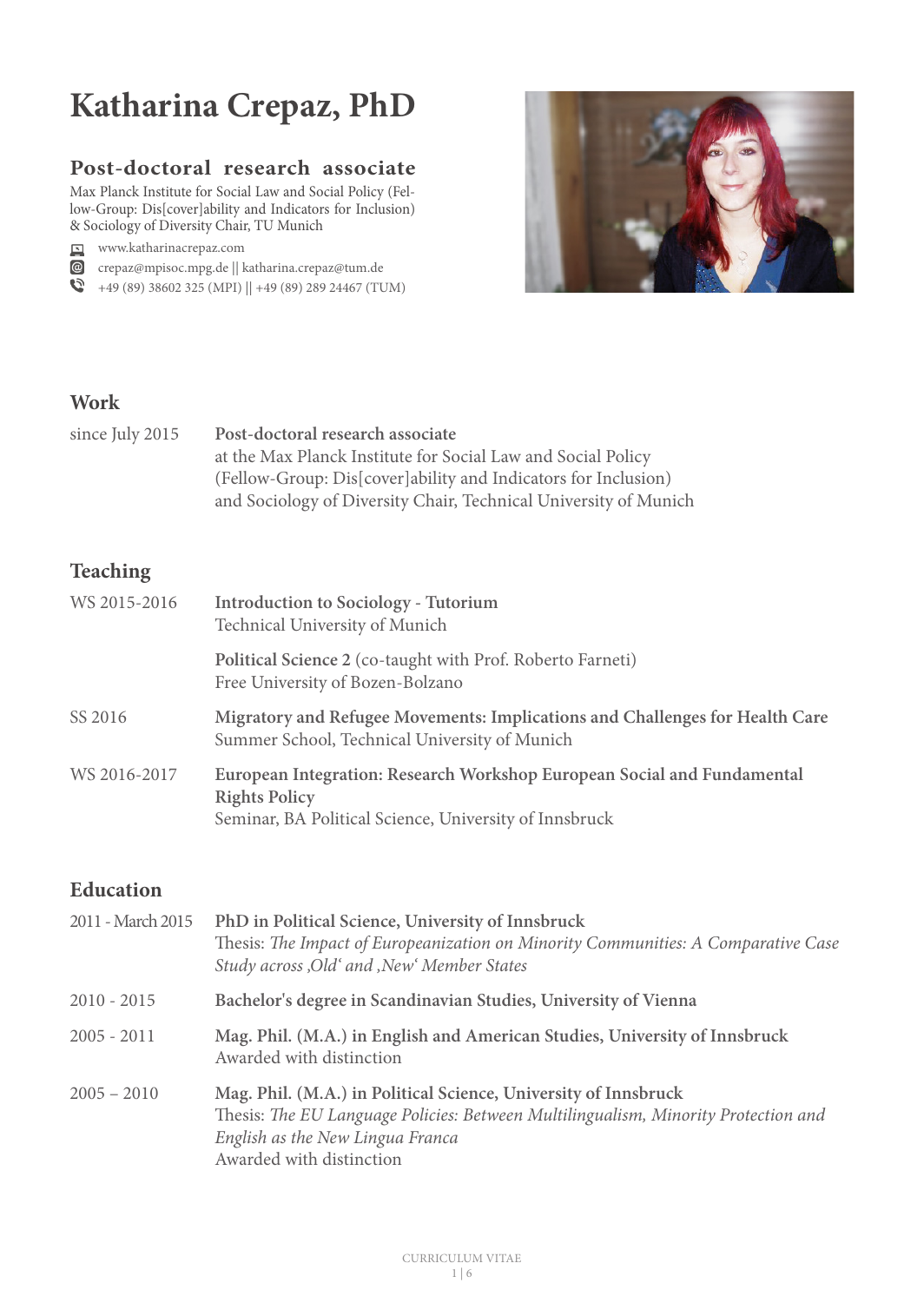# Katharina Crepaz, PhD

## Post-doctoral research associate

Max Planck Institute for Social Law and Social Policy (Fellow-Group: Dis[cover]ability and Indicators for Inclusion) & Sociology of Diversity Chair, TU Munich

www.katharinacrepaz.com

crepaz@mpisoc.mpg.de || katharina.crepaz@tum.de

+49 (89) 38602 325 (MPI) || +49 (89) 289 24467 (TUM)

## Work

since July 2015 — **Post-doctoral research associate**
at the Max Planck Institute for Social Law and Social Policy
(Fellow-Group: Dis[cover]ability and Indicators for Inclusion)
and Sociology of Diversity Chair, Technical University of Munich

## Teaching

WS 2015-2016 — **Introduction to Sociology - Tutorium**
Technical University of Munich

**Political Science 2** (co-taught with Prof. Roberto Farneti)
Free University of Bozen-Bolzano

SS 2016 — **Migratory and Refugee Movements: Implications and Challenges for Health Care**
Summer School, Technical University of Munich

WS 2016-2017 — **European Integration: Research Workshop European Social and Fundamental Rights Policy**
Seminar, BA Political Science, University of Innsbruck

## Education

2011 - March 2015 — **PhD in Political Science, University of Innsbruck**
Thesis: *The Impact of Europeanization on Minority Communities: A Comparative Case Study across ‚Old' and ‚New' Member States*

2010 - 2015 — **Bachelor's degree in Scandinavian Studies, University of Vienna**

2005 - 2011 — **Mag. Phil. (M.A.) in English and American Studies, University of Innsbruck**
Awarded with distinction

2005 – 2010 — **Mag. Phil. (M.A.) in Political Science, University of Innsbruck**
Thesis: *The EU Language Policies: Between Multilingualism, Minority Protection and English as the New Lingua Franca*
Awarded with distinction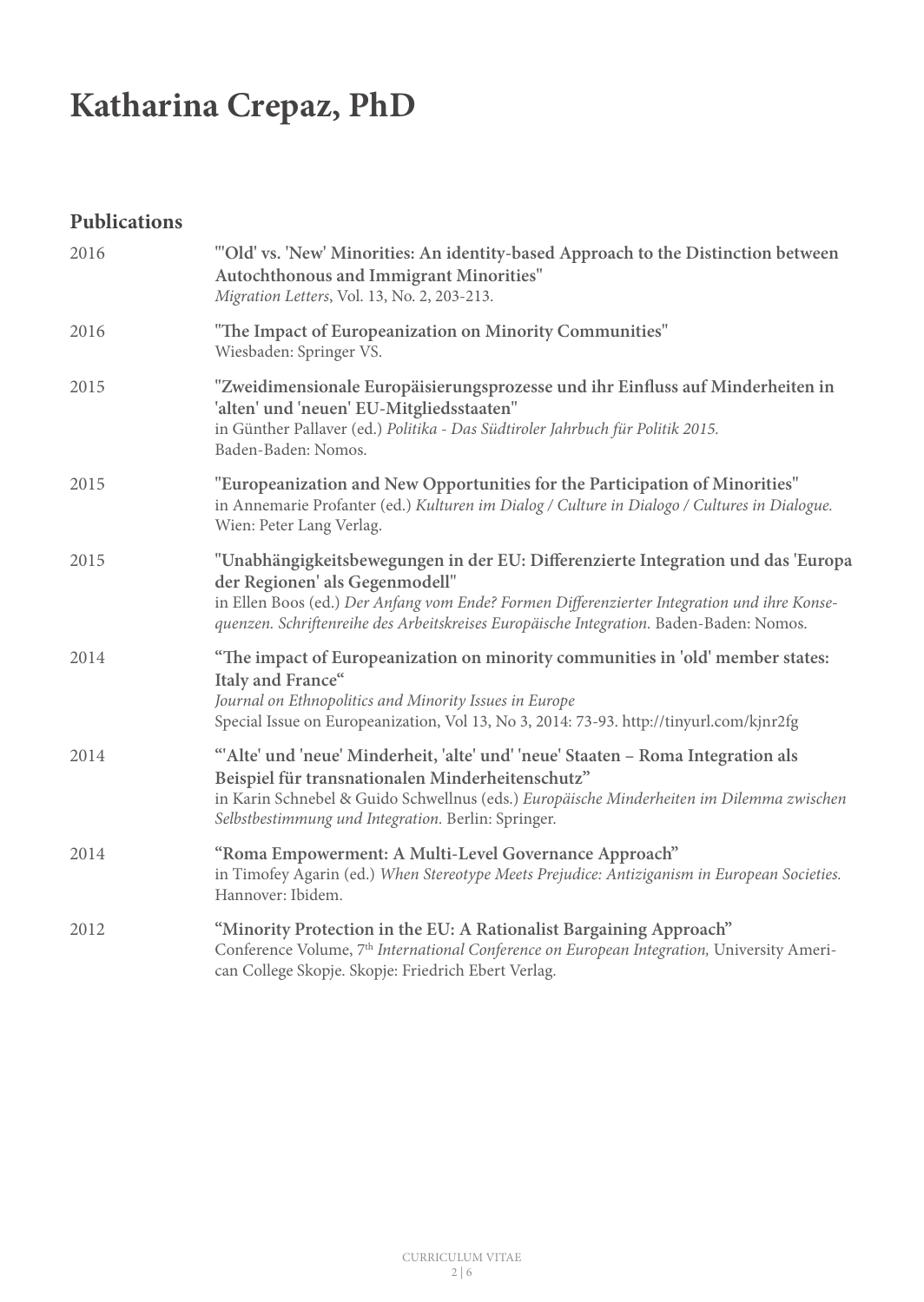# Katharina Crepaz, PhD

## Publications

2016 **"'Old' vs. 'New' Minorities: An identity-based Approach to the Distinction between Autochthonous and Immigrant Minorities"**
*Migration Letters*, Vol. 13, No. 2, 203-213.

2016 **"The Impact of Europeanization on Minority Communities"**
Wiesbaden: Springer VS.

2015 **"Zweidimensionale Europäisierungsprozesse und ihr Einfluss auf Minderheiten in 'alten' und 'neuen' EU-Mitgliedsstaaten"**
in Günther Pallaver (ed.) *Politika - Das Südtiroler Jahrbuch für Politik 2015.*
Baden-Baden: Nomos.

2015 **"Europeanization and New Opportunities for the Participation of Minorities"**
in Annemarie Profanter (ed.) *Kulturen im Dialog / Culture in Dialogo / Cultures in Dialogue.*
Wien: Peter Lang Verlag.

2015 **"Unabhängigkeitsbewegungen in der EU: Differenzierte Integration und das 'Europa der Regionen' als Gegenmodell"**
in Ellen Boos (ed.) *Der Anfang vom Ende? Formen Differenzierter Integration und ihre Konsequenzen. Schriftenreihe des Arbeitskreises Europäische Integration.* Baden-Baden: Nomos.

2014 **"The impact of Europeanization on minority communities in 'old' member states: Italy and France"**
*Journal on Ethnopolitics and Minority Issues in Europe*
Special Issue on Europeanization, Vol 13, No 3, 2014: 73-93. http://tinyurl.com/kjnr2fg

2014 **"'Alte' und 'neue' Minderheit, 'alte' und' 'neue' Staaten – Roma Integration als Beispiel für transnationalen Minderheitenschutz"**
in Karin Schnebel & Guido Schwellnus (eds.) *Europäische Minderheiten im Dilemma zwischen Selbstbestimmung und Integration.* Berlin: Springer.

2014 **"Roma Empowerment: A Multi-Level Governance Approach"**
in Timofey Agarin (ed.) *When Stereotype Meets Prejudice: Antiziganism in European Societies.*
Hannover: Ibidem.

2012 **"Minority Protection in the EU: A Rationalist Bargaining Approach"**
Conference Volume, 7th *International Conference on European Integration,* University American College Skopje. Skopje: Friedrich Ebert Verlag.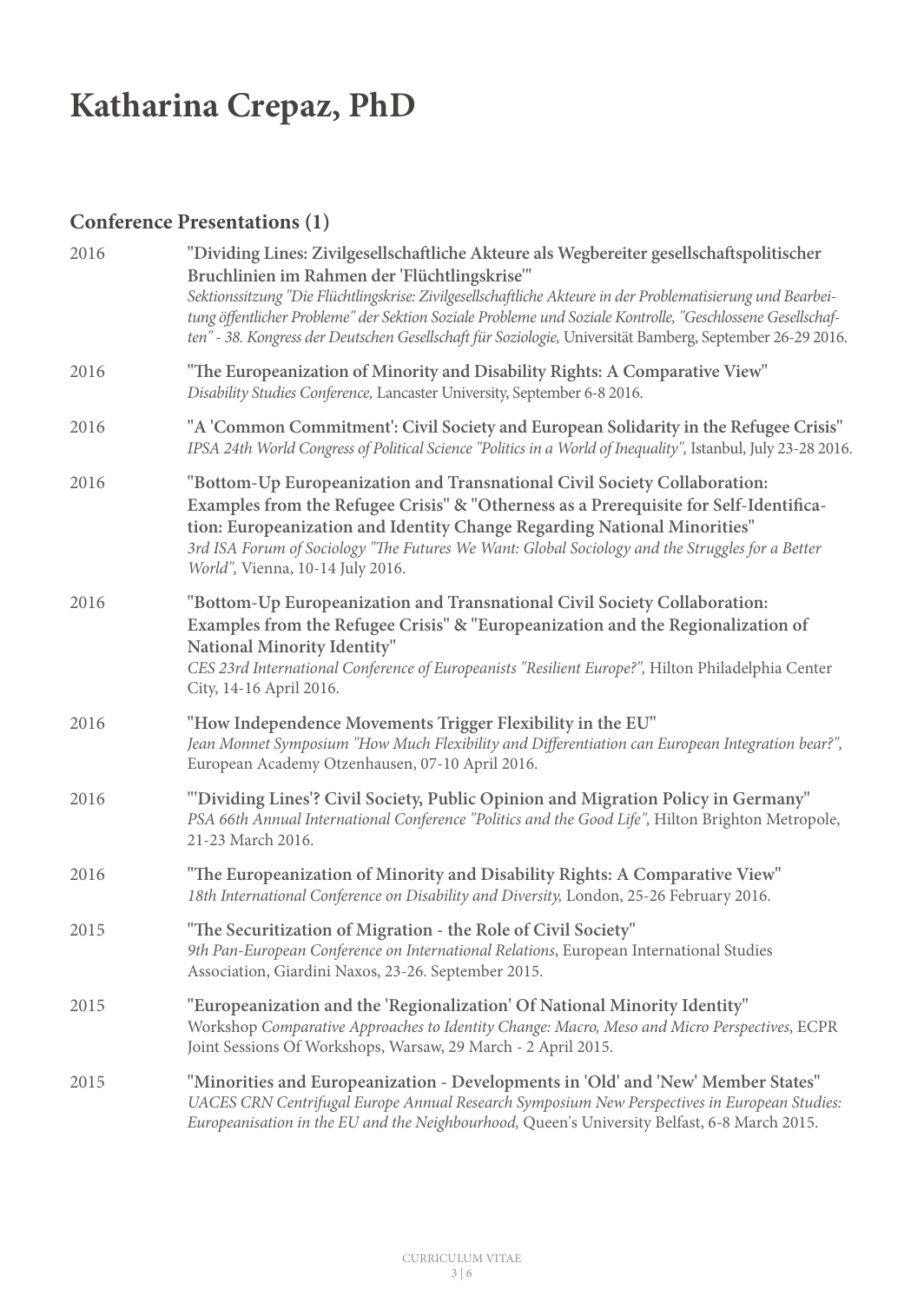# Katharina Crepaz, PhD

## Conference Presentations (1)

2016 **"Dividing Lines: Zivilgesellschaftliche Akteure als Wegbereiter gesellschaftspolitischer Bruchlinien im Rahmen der 'Flüchtlingskrise'"**
*Sektionssitzung "Die Flüchtlingskrise: Zivilgesellschaftliche Akteure in der Problematisierung und Bearbeitung öffentlicher Probleme" der Sektion Soziale Probleme und Soziale Kontrolle, "Geschlossene Gesellschaften" - 38. Kongress der Deutschen Gesellschaft für Soziologie,* Universität Bamberg, September 26-29 2016.

2016 **"The Europeanization of Minority and Disability Rights: A Comparative View"**
*Disability Studies Conference,* Lancaster University, September 6-8 2016.

2016 **"A 'Common Commitment': Civil Society and European Solidarity in the Refugee Crisis"**
*IPSA 24th World Congress of Political Science "Politics in a World of Inequality",* Istanbul, July 23-28 2016.

2016 **"Bottom-Up Europeanization and Transnational Civil Society Collaboration: Examples from the Refugee Crisis" & "Otherness as a Prerequisite for Self-Identification: Europeanization and Identity Change Regarding National Minorities"**
*3rd ISA Forum of Sociology "The Futures We Want: Global Sociology and the Struggles for a Better World",* Vienna, 10-14 July 2016.

2016 **"Bottom-Up Europeanization and Transnational Civil Society Collaboration: Examples from the Refugee Crisis" & "Europeanization and the Regionalization of National Minority Identity"**
*CES 23rd International Conference of Europeanists "Resilient Europe?",* Hilton Philadelphia Center City, 14-16 April 2016.

2016 **"How Independence Movements Trigger Flexibility in the EU"**
*Jean Monnet Symposium "How Much Flexibility and Differentiation can European Integration bear?",* European Academy Otzenhausen, 07-10 April 2016.

2016 **"'Dividing Lines'? Civil Society, Public Opinion and Migration Policy in Germany"**
*PSA 66th Annual International Conference "Politics and the Good Life",* Hilton Brighton Metropole, 21-23 March 2016.

2016 **"The Europeanization of Minority and Disability Rights: A Comparative View"**
*18th International Conference on Disability and Diversity,* London, 25-26 February 2016.

2015 **"The Securitization of Migration - the Role of Civil Society"**
*9th Pan-European Conference on International Relations*, European International Studies Association, Giardini Naxos, 23-26. September 2015.

2015 **"Europeanization and the 'Regionalization' Of National Minority Identity"**
Workshop *Comparative Approaches to Identity Change: Macro, Meso and Micro Perspectives*, ECPR Joint Sessions Of Workshops, Warsaw, 29 March - 2 April 2015.

2015 **"Minorities and Europeanization - Developments in 'Old' and 'New' Member States"**
*UACES CRN Centrifugal Europe Annual Research Symposium New Perspectives in European Studies: Europeanisation in the EU and the Neighbourhood,* Queen's University Belfast, 6-8 March 2015.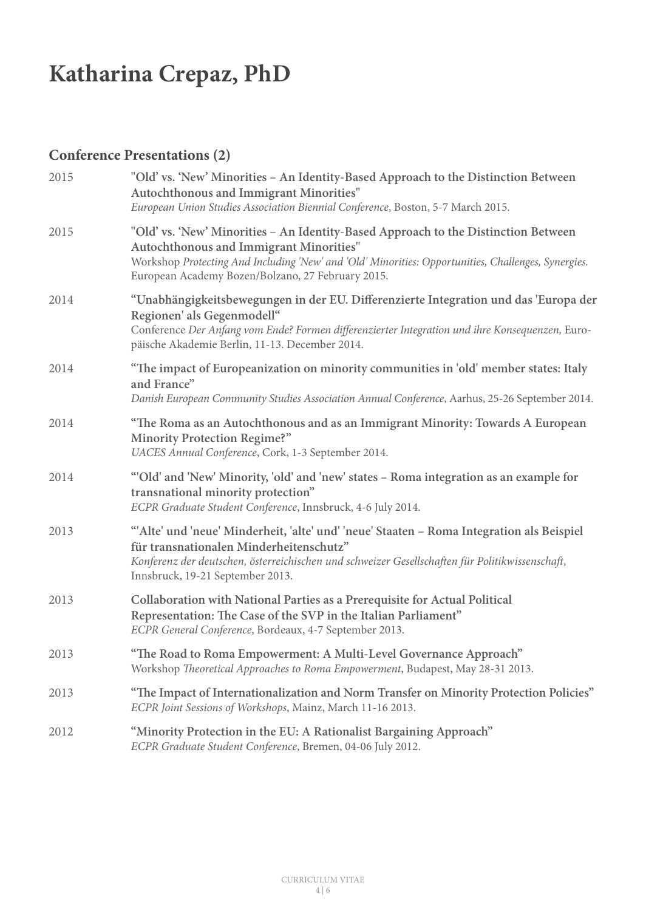# Katharina Crepaz, PhD

## Conference Presentations (2)

2015 **"Old' vs. 'New' Minorities – An Identity-Based Approach to the Distinction Between Autochthonous and Immigrant Minorities"**
*European Union Studies Association Biennial Conference*, Boston, 5-7 March 2015.

2015 **"Old' vs. 'New' Minorities – An Identity-Based Approach to the Distinction Between Autochthonous and Immigrant Minorities"**
Workshop *Protecting And Including 'New' and 'Old' Minorities: Opportunities, Challenges, Synergies.* European Academy Bozen/Bolzano, 27 February 2015.

2014 **"Unabhängigkeitsbewegungen in der EU. Differenzierte Integration und das 'Europa der Regionen' als Gegenmodell"**
Conference *Der Anfang vom Ende? Formen differenzierter Integration und ihre Konsequenzen,* Europäische Akademie Berlin, 11-13. December 2014.

2014 **"The impact of Europeanization on minority communities in 'old' member states: Italy and France"**
*Danish European Community Studies Association Annual Conference*, Aarhus, 25-26 September 2014.

2014 **"The Roma as an Autochthonous and as an Immigrant Minority: Towards A European Minority Protection Regime?"**
*UACES Annual Conference*, Cork, 1-3 September 2014.

2014 **"'Old' and 'New' Minority, 'old' and 'new' states – Roma integration as an example for transnational minority protection"**
*ECPR Graduate Student Conference*, Innsbruck, 4-6 July 2014.

2013 **"'Alte' und 'neue' Minderheit, 'alte' und' 'neue' Staaten – Roma Integration als Beispiel für transnationalen Minderheitenschutz"**
*Konferenz der deutschen, österreichischen und schweizer Gesellschaften für Politikwissenschaft*, Innsbruck, 19-21 September 2013.

2013 **Collaboration with National Parties as a Prerequisite for Actual Political Representation: The Case of the SVP in the Italian Parliament"**
*ECPR General Conference*, Bordeaux, 4-7 September 2013.

2013 **"The Road to Roma Empowerment: A Multi-Level Governance Approach"**
Workshop *Theoretical Approaches to Roma Empowerment*, Budapest, May 28-31 2013.

2013 **"The Impact of Internationalization and Norm Transfer on Minority Protection Policies"**
*ECPR Joint Sessions of Workshops*, Mainz, March 11-16 2013.

2012 **"Minority Protection in the EU: A Rationalist Bargaining Approach"**
*ECPR Graduate Student Conference*, Bremen, 04-06 July 2012.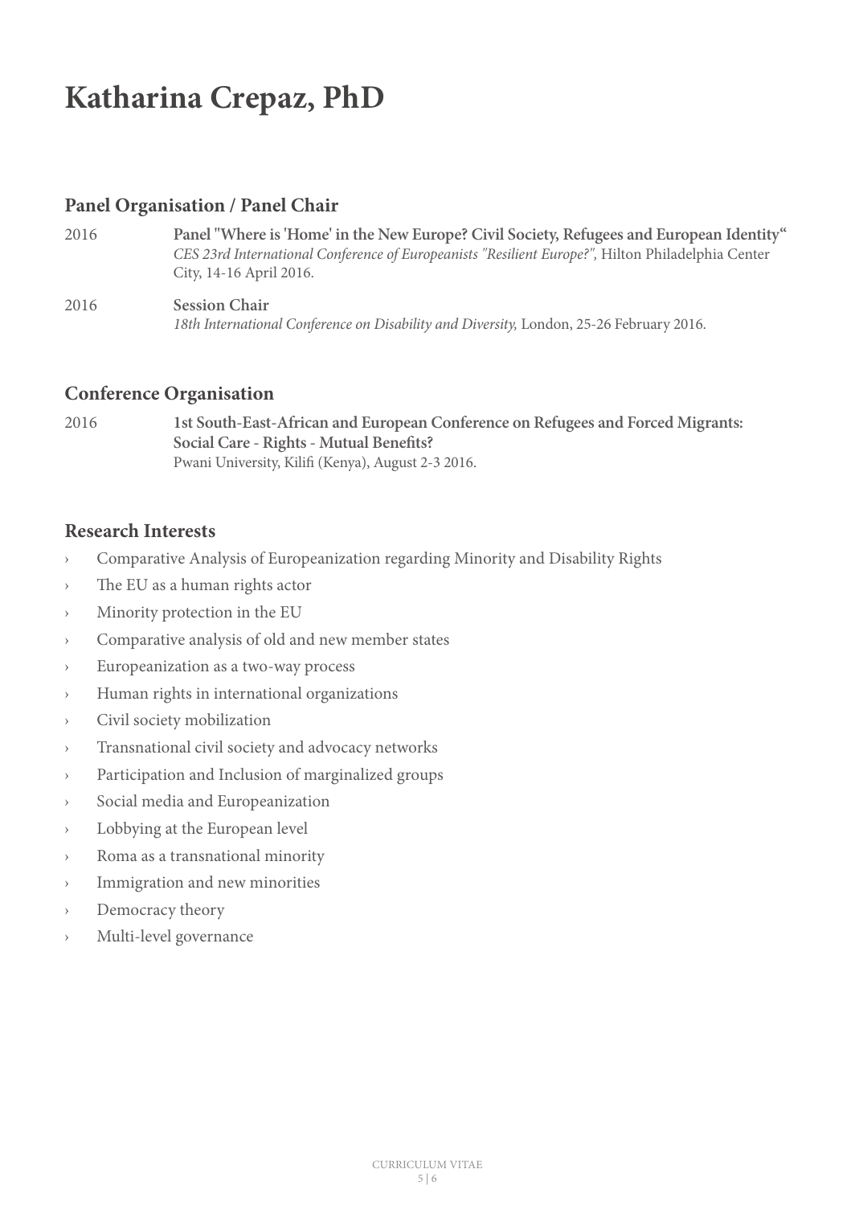# Katharina Crepaz, PhD

## Panel Organisation / Panel Chair

2016 **Panel "Where is 'Home' in the New Europe? Civil Society, Refugees and European Identity"**
*CES 23rd International Conference of Europeanists "Resilient Europe?",* Hilton Philadelphia Center City, 14-16 April 2016.

2016 **Session Chair**
*18th International Conference on Disability and Diversity,* London, 25-26 February 2016.

## Conference Organisation

2016 **1st South-East-African and European Conference on Refugees and Forced Migrants: Social Care - Rights - Mutual Benefits?**
Pwani University, Kilifi (Kenya), August 2-3 2016.

## Research Interests

- Comparative Analysis of Europeanization regarding Minority and Disability Rights
- The EU as a human rights actor
- Minority protection in the EU
- Comparative analysis of old and new member states
- Europeanization as a two-way process
- Human rights in international organizations
- Civil society mobilization
- Transnational civil society and advocacy networks
- Participation and Inclusion of marginalized groups
- Social media and Europeanization
- Lobbying at the European level
- Roma as a transnational minority
- Immigration and new minorities
- Democracy theory
- Multi-level governance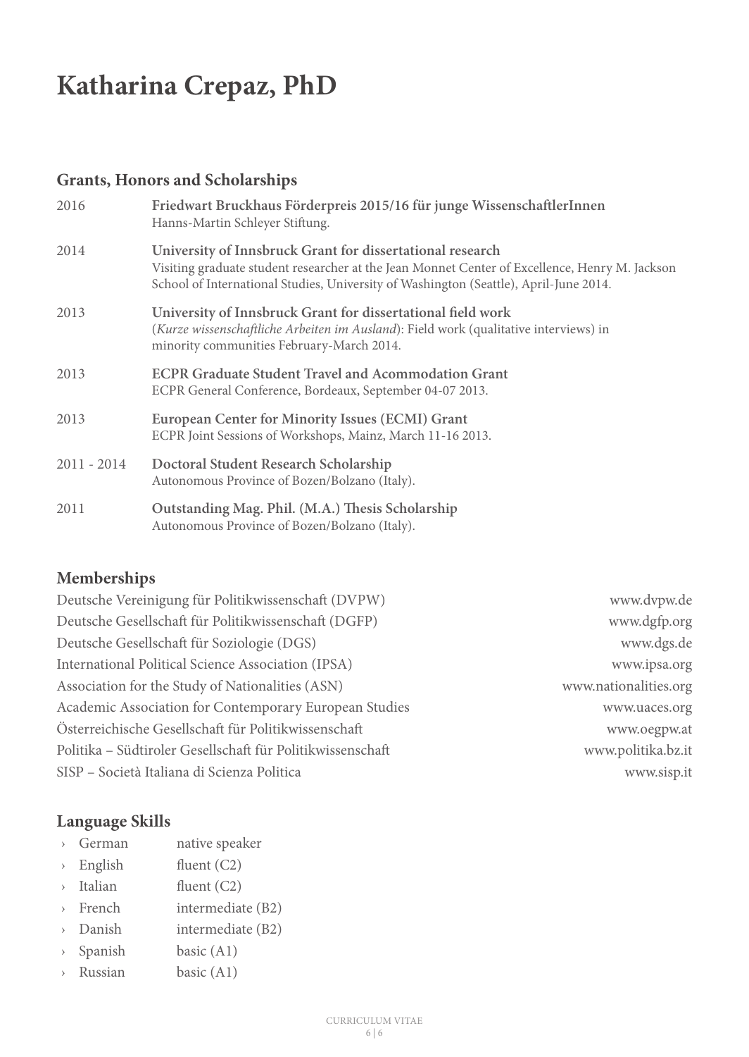# Katharina Crepaz, PhD

## Grants, Honors and Scholarships

| | |
|---|---|
| 2016 | **Friedwart Bruckhaus Förderpreis 2015/16 für junge WissenschaftlerInnen**<br>Hanns-Martin Schleyer Stiftung. |
| 2014 | **University of Innsbruck Grant for dissertational research**<br>Visiting graduate student researcher at the Jean Monnet Center of Excellence, Henry M. Jackson School of International Studies, University of Washington (Seattle), April-June 2014. |
| 2013 | **University of Innsbruck Grant for dissertational field work**<br>(*Kurze wissenschaftliche Arbeiten im Ausland*): Field work (qualitative interviews) in minority communities February-March 2014. |
| 2013 | **ECPR Graduate Student Travel and Acommodation Grant**<br>ECPR General Conference, Bordeaux, September 04-07 2013. |
| 2013 | **European Center for Minority Issues (ECMI) Grant**<br>ECPR Joint Sessions of Workshops, Mainz, March 11-16 2013. |
| 2011 - 2014 | **Doctoral Student Research Scholarship**<br>Autonomous Province of Bozen/Bolzano (Italy). |
| 2011 | **Outstanding Mag. Phil. (M.A.) Thesis Scholarship**<br>Autonomous Province of Bozen/Bolzano (Italy). |

## Memberships

| | |
|---|---|
| Deutsche Vereinigung für Politikwissenschaft (DVPW) | www.dvpw.de |
| Deutsche Gesellschaft für Politikwissenschaft (DGFP) | www.dgfp.org |
| Deutsche Gesellschaft für Soziologie (DGS) | www.dgs.de |
| International Political Science Association (IPSA) | www.ipsa.org |
| Association for the Study of Nationalities (ASN) | www.nationalities.org |
| Academic Association for Contemporary European Studies | www.uaces.org |
| Österreichische Gesellschaft für Politikwissenschaft | www.oegpw.at |
| Politika – Südtiroler Gesellschaft für Politikwissenschaft | www.politika.bz.it |
| SISP – Società Italiana di Scienza Politica | www.sisp.it |

## Language Skills

- German — native speaker
- English — fluent (C2)
- Italian — fluent (C2)
- French — intermediate (B2)
- Danish — intermediate (B2)
- Spanish — basic (A1)
- Russian — basic (A1)